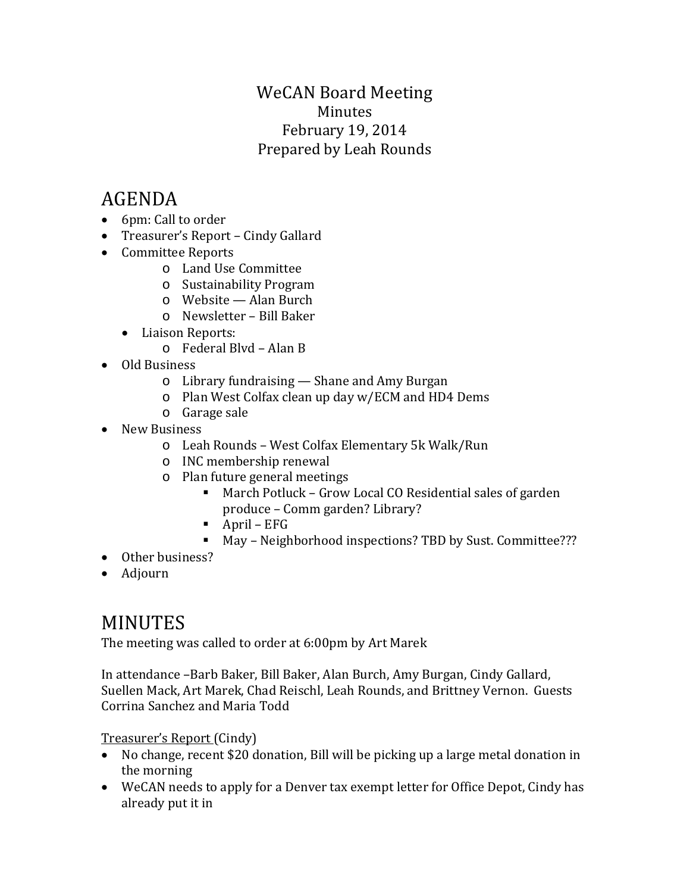# WeCAN Board Meeting

Minutes

February 19, 2014

Prepared by Leah Rounds

# AGENDA

- 6pm: Call to order
- Treasurer's Report – Cindy Gallard
- Committee Reports
  - Land Use Committee
  - Sustainability Program
  - Website — Alan Burch
  - Newsletter – Bill Baker
  - Liaison Reports:
    - Federal Blvd – Alan B
- Old Business
  - Library fundraising — Shane and Amy Burgan
  - Plan West Colfax clean up day w/ECM and HD4 Dems
  - Garage sale
- New Business
  - Leah Rounds – West Colfax Elementary 5k Walk/Run
  - INC membership renewal
  - Plan future general meetings
    - March Potluck – Grow Local CO Residential sales of garden produce – Comm garden? Library?
    - April – EFG
    - May – Neighborhood inspections? TBD by Sust. Committee???
- Other business?
- Adjourn

# MINUTES

The meeting was called to order at 6:00pm by Art Marek

In attendance –Barb Baker, Bill Baker, Alan Burch, Amy Burgan, Cindy Gallard, Suellen Mack, Art Marek, Chad Reischl, Leah Rounds, and Brittney Vernon. Guests Corrina Sanchez and Maria Todd

<u>Treasurer's Report</u> (Cindy)

- No change, recent $20 donation, Bill will be picking up a large metal donation in the morning
- WeCAN needs to apply for a Denver tax exempt letter for Office Depot, Cindy has already put it in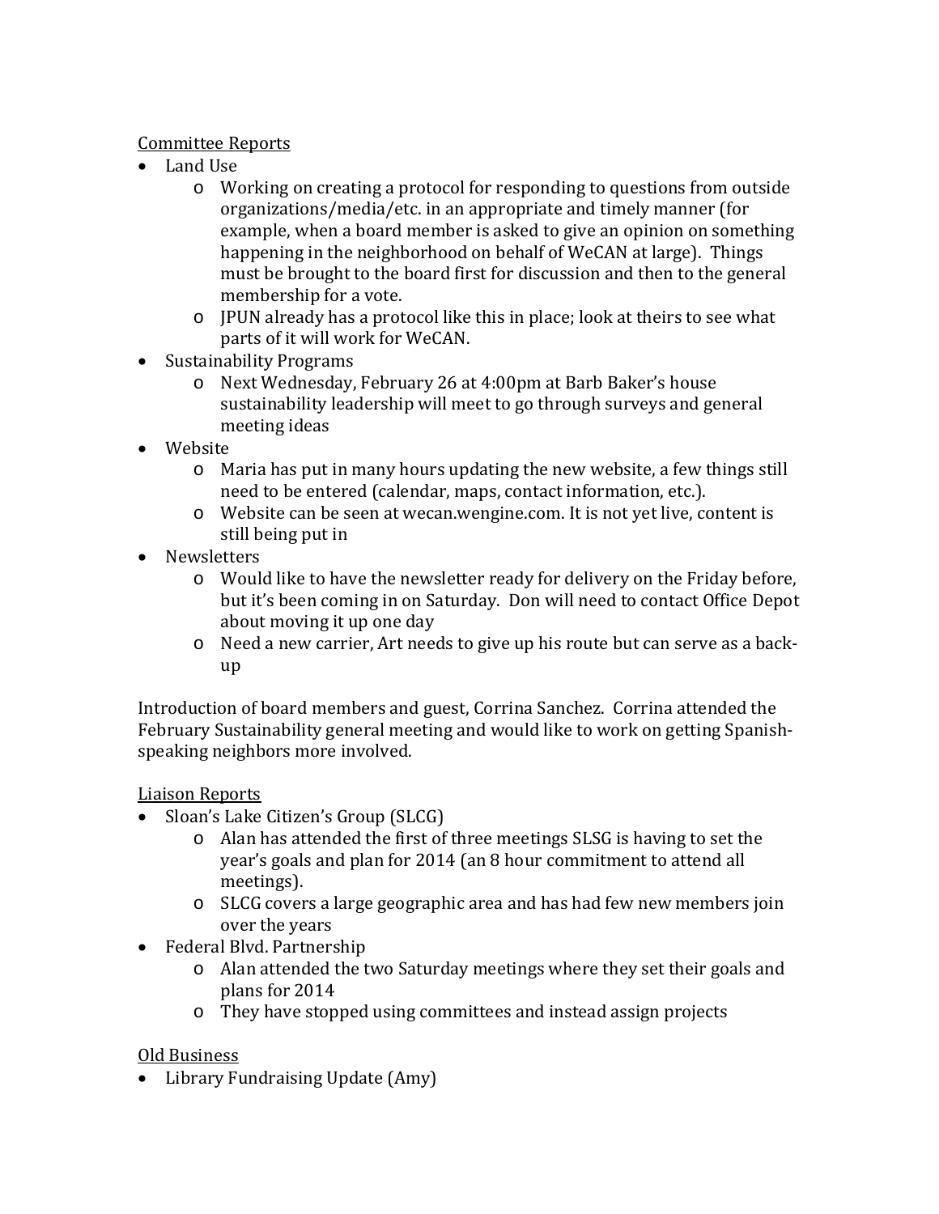Committee Reports

- Land Use
  - Working on creating a protocol for responding to questions from outside organizations/media/etc. in an appropriate and timely manner (for example, when a board member is asked to give an opinion on something happening in the neighborhood on behalf of WeCAN at large). Things must be brought to the board first for discussion and then to the general membership for a vote.
  - JPUN already has a protocol like this in place; look at theirs to see what parts of it will work for WeCAN.
- Sustainability Programs
  - Next Wednesday, February 26 at 4:00pm at Barb Baker's house sustainability leadership will meet to go through surveys and general meeting ideas
- Website
  - Maria has put in many hours updating the new website, a few things still need to be entered (calendar, maps, contact information, etc.).
  - Website can be seen at wecan.wengine.com. It is not yet live, content is still being put in
- Newsletters
  - Would like to have the newsletter ready for delivery on the Friday before, but it's been coming in on Saturday. Don will need to contact Office Depot about moving it up one day
  - Need a new carrier, Art needs to give up his route but can serve as a back-up

Introduction of board members and guest, Corrina Sanchez. Corrina attended the February Sustainability general meeting and would like to work on getting Spanish-speaking neighbors more involved.

Liaison Reports

- Sloan's Lake Citizen's Group (SLCG)
  - Alan has attended the first of three meetings SLSG is having to set the year's goals and plan for 2014 (an 8 hour commitment to attend all meetings).
  - SLCG covers a large geographic area and has had few new members join over the years
- Federal Blvd. Partnership
  - Alan attended the two Saturday meetings where they set their goals and plans for 2014
  - They have stopped using committees and instead assign projects

Old Business

- Library Fundraising Update (Amy)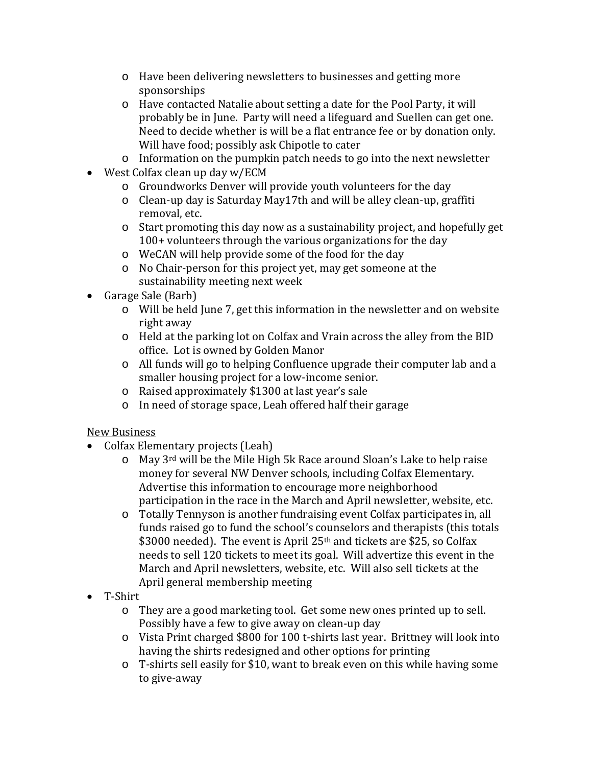- Have been delivering newsletters to businesses and getting more sponsorships
  - Have contacted Natalie about setting a date for the Pool Party, it will probably be in June. Party will need a lifeguard and Suellen can get one. Need to decide whether is will be a flat entrance fee or by donation only. Will have food; possibly ask Chipotle to cater
  - Information on the pumpkin patch needs to go into the next newsletter
- West Colfax clean up day w/ECM
  - Groundworks Denver will provide youth volunteers for the day
  - Clean-up day is Saturday May17th and will be alley clean-up, graffiti removal, etc.
  - Start promoting this day now as a sustainability project, and hopefully get 100+ volunteers through the various organizations for the day
  - WeCAN will help provide some of the food for the day
  - No Chair-person for this project yet, may get someone at the sustainability meeting next week
- Garage Sale (Barb)
  - Will be held June 7, get this information in the newsletter and on website right away
  - Held at the parking lot on Colfax and Vrain across the alley from the BID office. Lot is owned by Golden Manor
  - All funds will go to helping Confluence upgrade their computer lab and a smaller housing project for a low-income senior.
  - Raised approximately $1300 at last year's sale
  - In need of storage space, Leah offered half their garage

<u>New Business</u>

- Colfax Elementary projects (Leah)
  - May 3rd will be the Mile High 5k Race around Sloan's Lake to help raise money for several NW Denver schools, including Colfax Elementary. Advertise this information to encourage more neighborhood participation in the race in the March and April newsletter, website, etc.
  - Totally Tennyson is another fundraising event Colfax participates in, all funds raised go to fund the school's counselors and therapists (this totals $3000 needed). The event is April 25th and tickets are $25, so Colfax needs to sell 120 tickets to meet its goal. Will advertize this event in the March and April newsletters, website, etc. Will also sell tickets at the April general membership meeting
- T-Shirt
  - They are a good marketing tool. Get some new ones printed up to sell. Possibly have a few to give away on clean-up day
  - Vista Print charged $800 for 100 t-shirts last year. Brittney will look into having the shirts redesigned and other options for printing
  - T-shirts sell easily for $10, want to break even on this while having some to give-away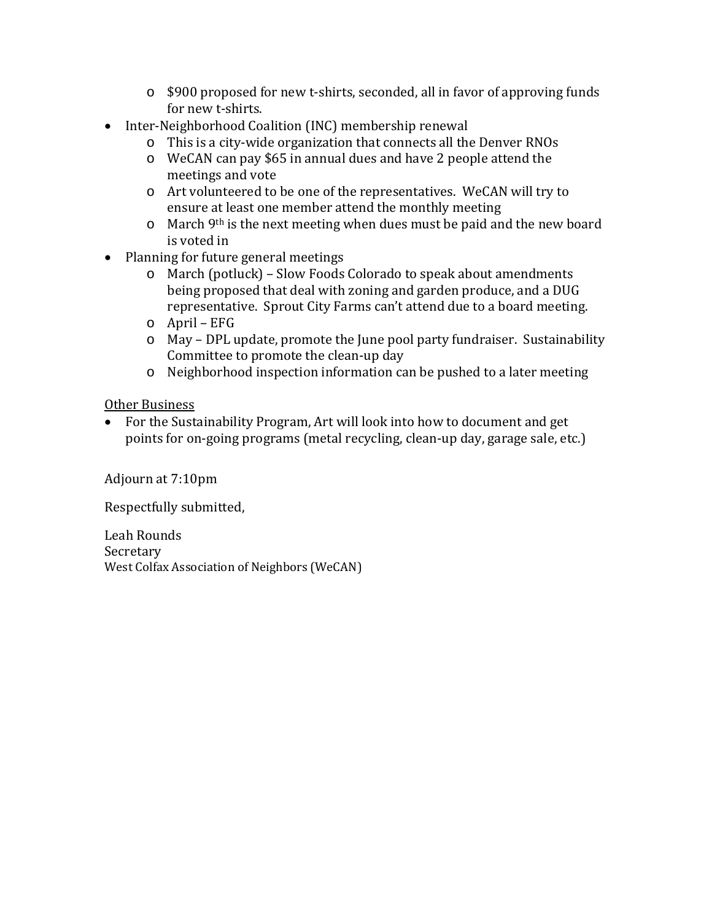- $900 proposed for new t-shirts, seconded, all in favor of approving funds for new t-shirts.
- Inter-Neighborhood Coalition (INC) membership renewal
    - This is a city-wide organization that connects all the Denver RNOs
    - WeCAN can pay $65 in annual dues and have 2 people attend the meetings and vote
    - Art volunteered to be one of the representatives. WeCAN will try to ensure at least one member attend the monthly meeting
    - March 9th is the next meeting when dues must be paid and the new board is voted in
- Planning for future general meetings
    - March (potluck) – Slow Foods Colorado to speak about amendments being proposed that deal with zoning and garden produce, and a DUG representative. Sprout City Farms can't attend due to a board meeting.
    - April – EFG
    - May – DPL update, promote the June pool party fundraiser. Sustainability Committee to promote the clean-up day
    - Neighborhood inspection information can be pushed to a later meeting

<u>Other Business</u>

- For the Sustainability Program, Art will look into how to document and get points for on-going programs (metal recycling, clean-up day, garage sale, etc.)

Adjourn at 7:10pm

Respectfully submitted,

Leah Rounds
Secretary
West Colfax Association of Neighbors (WeCAN)